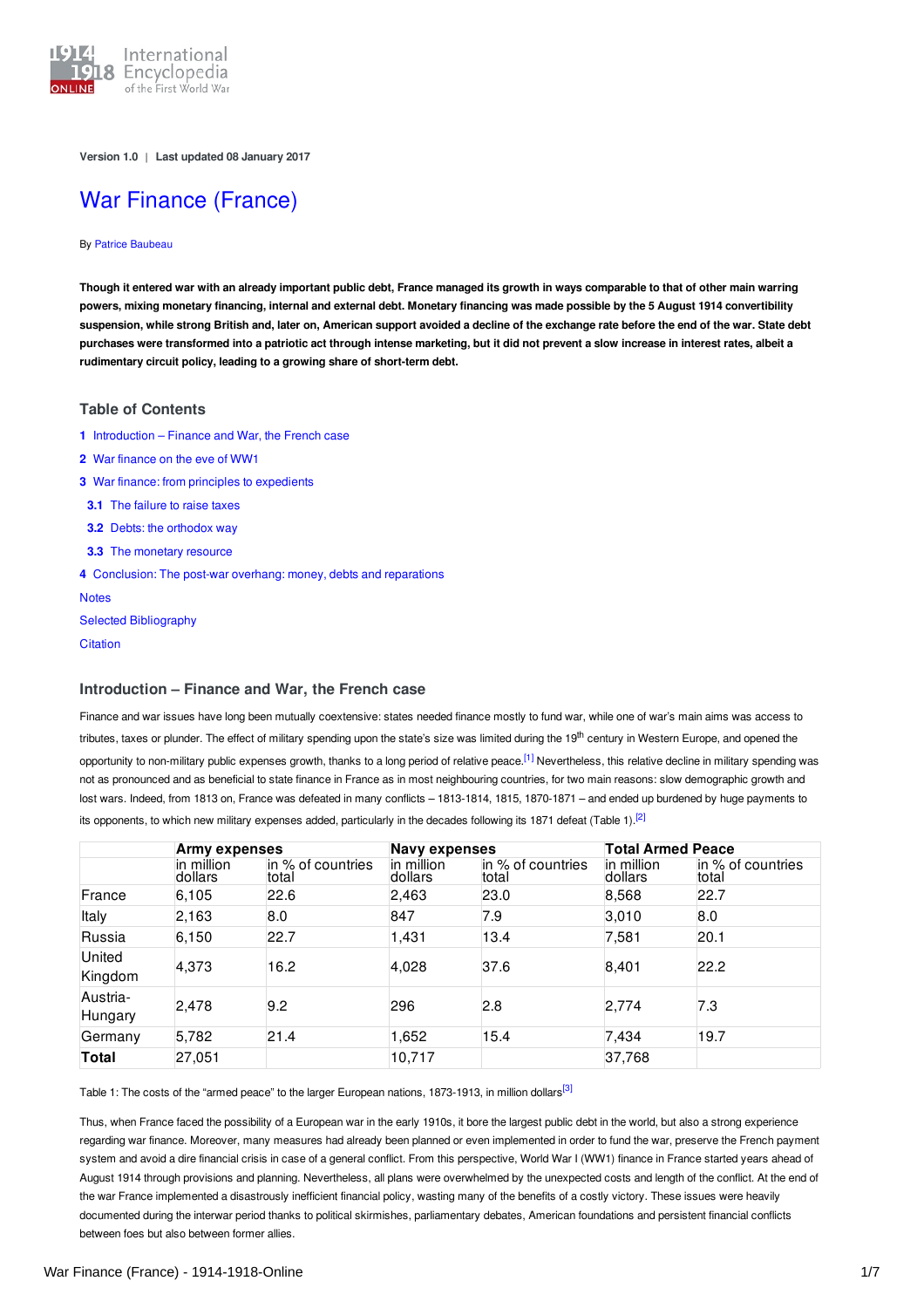Version 1.0 | Last updated 08 January 2017

# War Finance (France)

By Patrice Baubeau

**Though it entered war with an already important public debt, France managed its growth in ways comparable to that of other main warring powers, mixing monetary financing, internal and external debt. Monetary financing was made possible by the 5 August 1914 convertibility suspension, while strong British and, later on, American support avoided a decline of the exchange rate before the end of the war. State debt purchases were transformed into a patriotic act through intense marketing, but it did not prevent a slow increase in interest rates, albeit a rudimentary circuit policy, leading to a growing share of short-term debt.**

## Table of Contents

**1** Introduction – Finance and War, the French case
**2** War finance on the eve of WW1
**3** War finance: from principles to expedients
  **3.1** The failure to raise taxes
  **3.2** Debts: the orthodox way
  **3.3** The monetary resource
**4** Conclusion: The post-war overhang: money, debts and reparations
Notes
Selected Bibliography
Citation

## Introduction – Finance and War, the French case

Finance and war issues have long been mutually coextensive: states needed finance mostly to fund war, while one of war's main aims was access to tributes, taxes or plunder. The effect of military spending upon the state's size was limited during the 19th century in Western Europe, and opened the opportunity to non-military public expenses growth, thanks to a long period of relative peace.[1] Nevertheless, this relative decline in military spending was not as pronounced and as beneficial to state finance in France as in most neighbouring countries, for two main reasons: slow demographic growth and lost wars. Indeed, from 1813 on, France was defeated in many conflicts – 1813-1814, 1815, 1870-1871 – and ended up burdened by huge payments to its opponents, to which new military expenses added, particularly in the decades following its 1871 defeat (Table 1).[2]

| | **Army expenses** | | **Navy expenses** | | **Total Armed Peace** | |
|---|---|---|---|---|---|---|
| | in million dollars | in % of countries total | in million dollars | in % of countries total | in million dollars | in % of countries total |
| France | 6,105 | 22.6 | 2,463 | 23.0 | 8,568 | 22.7 |
| Italy | 2,163 | 8.0 | 847 | 7.9 | 3,010 | 8.0 |
| Russia | 6,150 | 22.7 | 1,431 | 13.4 | 7,581 | 20.1 |
| United Kingdom | 4,373 | 16.2 | 4,028 | 37.6 | 8,401 | 22.2 |
| Austria-Hungary | 2,478 | 9.2 | 296 | 2.8 | 2,774 | 7.3 |
| Germany | 5,782 | 21.4 | 1,652 | 15.4 | 7,434 | 19.7 |
| **Total** | 27,051 | | 10,717 | | 37,768 | |

Table 1: The costs of the "armed peace" to the larger European nations, 1873-1913, in million dollars[3]

Thus, when France faced the possibility of a European war in the early 1910s, it bore the largest public debt in the world, but also a strong experience regarding war finance. Moreover, many measures had already been planned or even implemented in order to fund the war, preserve the French payment system and avoid a dire financial crisis in case of a general conflict. From this perspective, World War I (WW1) finance in France started years ahead of August 1914 through provisions and planning. Nevertheless, all plans were overwhelmed by the unexpected costs and length of the conflict. At the end of the war France implemented a disastrously inefficient financial policy, wasting many of the benefits of a costly victory. These issues were heavily documented during the interwar period thanks to political skirmishes, parliamentary debates, American foundations and persistent financial conflicts between foes but also between former allies.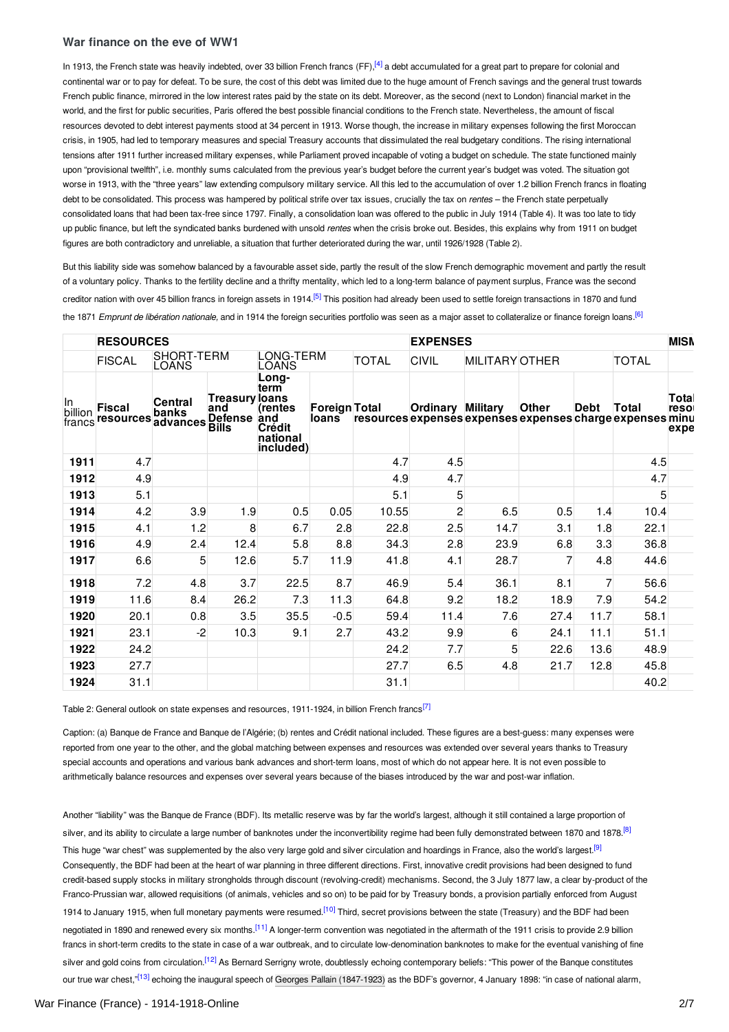### War finance on the eve of WW1

In 1913, the French state was heavily indebted, over 33 billion French francs (FF),[4] a debt accumulated for a great part to prepare for colonial and continental war or to pay for defeat. To be sure, the cost of this debt was limited due to the huge amount of French savings and the general trust towards French public finance, mirrored in the low interest rates paid by the state on its debt. Moreover, as the second (next to London) financial market in the world, and the first for public securities, Paris offered the best possible financial conditions to the French state. Nevertheless, the amount of fiscal resources devoted to debt interest payments stood at 34 percent in 1913. Worse though, the increase in military expenses following the first Moroccan crisis, in 1905, had led to temporary measures and special Treasury accounts that dissimulated the real budgetary conditions. The rising international tensions after 1911 further increased military expenses, while Parliament proved incapable of voting a budget on schedule. The state functioned mainly upon "provisional twelfth", i.e. monthly sums calculated from the previous year's budget before the current year's budget was voted. The situation got worse in 1913, with the "three years" law extending compulsory military service. All this led to the accumulation of over 1.2 billion French francs in floating debt to be consolidated. This process was hampered by political strife over tax issues, crucially the tax on *rentes* – the French state perpetually consolidated loans that had been tax-free since 1797. Finally, a consolidation loan was offered to the public in July 1914 (Table 4). It was too late to tidy up public finance, but left the syndicated banks burdened with unsold *rentes* when the crisis broke out. Besides, this explains why from 1911 on budget figures are both contradictory and unreliable, a situation that further deteriorated during the war, until 1926/1928 (Table 2).

But this liability side was somehow balanced by a favourable asset side, partly the result of the slow French demographic movement and partly the result of a voluntary policy. Thanks to the fertility decline and a thrifty mentality, which led to a long-term balance of payment surplus, France was the second creditor nation with over 45 billion francs in foreign assets in 1914.[5] This position had already been used to settle foreign transactions in 1870 and fund the 1871 *Emprunt de libération nationale,* and in 1914 the foreign securities portfolio was seen as a major asset to collateralize or finance foreign loans.[6]

| | **RESOURCES** | | | | | | **EXPENSES** | | | | | **MISN** |
|---|---|---|---|---|---|---|---|---|---|---|---|---|
| | FISCAL | SHORT-TERM LOANS | | LONG-TERM LOANS | | TOTAL | CIVIL | MILITARY | OTHER | | TOTAL | |
| In billion francs | **Fiscal resources** | **Central banks advances** | **Treasury and Defense Bills** | **Long-term loans (rentes and Crédit national included)** | **Foreign loans** | **Total resources** | **Ordinary expenses** | **Military expenses** | **Other expenses** | **Debt charge** | **Total expenses** | **Total reso minu expe** |
| **1911** | 4.7 | | | | | 4.7 | 4.5 | | | | 4.5 | |
| **1912** | 4.9 | | | | | 4.9 | 4.7 | | | | 4.7 | |
| **1913** | 5.1 | | | | | 5.1 | 5 | | | | 5 | |
| **1914** | 4.2 | 3.9 | 1.9 | 0.5 | 0.05 | 10.55 | 2 | 6.5 | 0.5 | 1.4 | 10.4 | |
| **1915** | 4.1 | 1.2 | 8 | 6.7 | 2.8 | 22.8 | 2.5 | 14.7 | 3.1 | 1.8 | 22.1 | |
| **1916** | 4.9 | 2.4 | 12.4 | 5.8 | 8.8 | 34.3 | 2.8 | 23.9 | 6.8 | 3.3 | 36.8 | |
| **1917** | 6.6 | 5 | 12.6 | 5.7 | 11.9 | 41.8 | 4.1 | 28.7 | 7 | 4.8 | 44.6 | |
| **1918** | 7.2 | 4.8 | 3.7 | 22.5 | 8.7 | 46.9 | 5.4 | 36.1 | 8.1 | 7 | 56.6 | |
| **1919** | 11.6 | 8.4 | 26.2 | 7.3 | 11.3 | 64.8 | 9.2 | 18.2 | 18.9 | 7.9 | 54.2 | |
| **1920** | 20.1 | 0.8 | 3.5 | 35.5 | -0.5 | 59.4 | 11.4 | 7.6 | 27.4 | 11.7 | 58.1 | |
| **1921** | 23.1 | -2 | 10.3 | 9.1 | 2.7 | 43.2 | 9.9 | 6 | 24.1 | 11.1 | 51.1 | |
| **1922** | 24.2 | | | | | 24.2 | 7.7 | 5 | 22.6 | 13.6 | 48.9 | |
| **1923** | 27.7 | | | | | 27.7 | 6.5 | 4.8 | 21.7 | 12.8 | 45.8 | |
| **1924** | 31.1 | | | | | 31.1 | | | | | 40.2 | |

Table 2: General outlook on state expenses and resources, 1911-1924, in billion French francs[7]

Caption: (a) Banque de France and Banque de l'Algérie; (b) rentes and Crédit national included. These figures are a best-guess: many expenses were reported from one year to the other, and the global matching between expenses and resources was extended over several years thanks to Treasury special accounts and operations and various bank advances and short-term loans, most of which do not appear here. It is not even possible to arithmetically balance resources and expenses over several years because of the biases introduced by the war and post-war inflation.

Another "liability" was the Banque de France (BDF). Its metallic reserve was by far the world's largest, although it still contained a large proportion of silver, and its ability to circulate a large number of banknotes under the inconvertibility regime had been fully demonstrated between 1870 and 1878.[8] This huge "war chest" was supplemented by the also very large gold and silver circulation and hoardings in France, also the world's largest.[9] Consequently, the BDF had been at the heart of war planning in three different directions. First, innovative credit provisions had been designed to fund credit-based supply stocks in military strongholds through discount (revolving-credit) mechanisms. Second, the 3 July 1877 law, a clear by-product of the Franco-Prussian war, allowed requisitions (of animals, vehicles and so on) to be paid for by Treasury bonds, a provision partially enforced from August 1914 to January 1915, when full monetary payments were resumed.[10] Third, secret provisions between the state (Treasury) and the BDF had been negotiated in 1890 and renewed every six months.[11] A longer-term convention was negotiated in the aftermath of the 1911 crisis to provide 2.9 billion francs in short-term credits to the state in case of a war outbreak, and to circulate low-denomination banknotes to make for the eventual vanishing of fine silver and gold coins from circulation.[12] As Bernard Serrigny wrote, doubtlessly echoing contemporary beliefs: "This power of the Banque constitutes our true war chest,"[13] echoing the inaugural speech of Georges Pallain (1847-1923) as the BDF's governor, 4 January 1898: "in case of national alarm,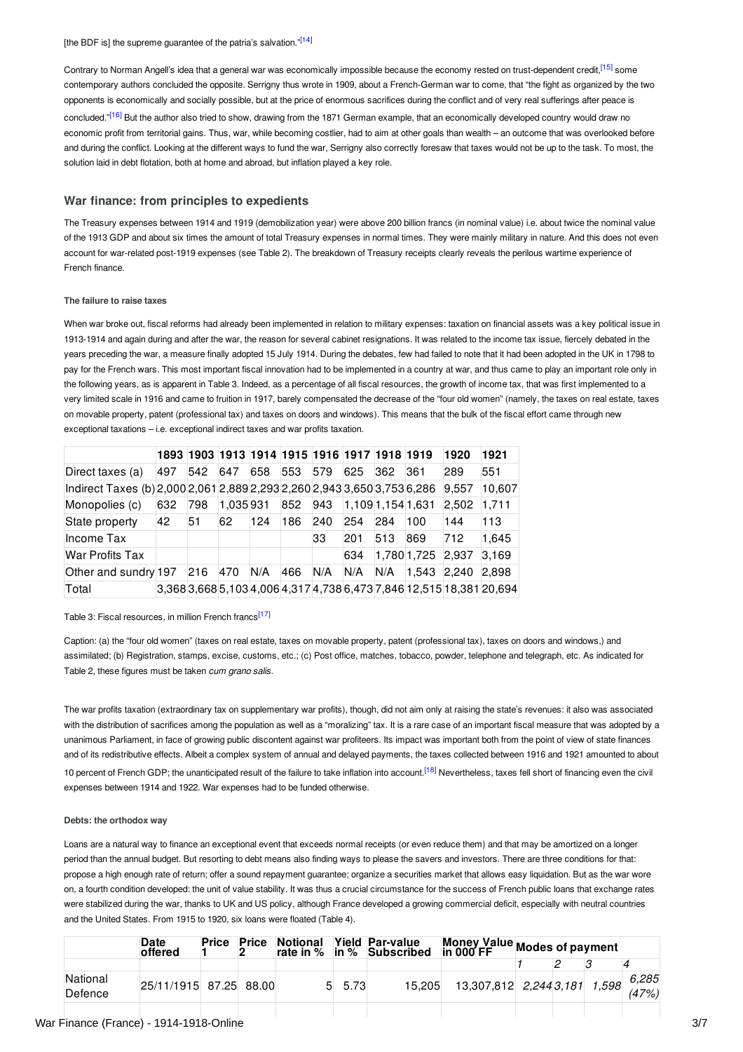[the BDF is] the supreme guarantee of the patria's salvation."[14]

Contrary to Norman Angell's idea that a general war was economically impossible because the economy rested on trust-dependent credit,[15] some contemporary authors concluded the opposite. Serrigny thus wrote in 1909, about a French-German war to come, that "the fight as organized by the two opponents is economically and socially possible, but at the price of enormous sacrifices during the conflict and of very real sufferings after peace is concluded."[16] But the author also tried to show, drawing from the 1871 German example, that an economically developed country would draw no economic profit from territorial gains. Thus, war, while becoming costlier, had to aim at other goals than wealth – an outcome that was overlooked before and during the conflict. Looking at the different ways to fund the war, Serrigny also correctly foresaw that taxes would not be up to the task. To most, the solution laid in debt flotation, both at home and abroad, but inflation played a key role.

## War finance: from principles to expedients

The Treasury expenses between 1914 and 1919 (demobilization year) were above 200 billion francs (in nominal value) i.e. about twice the nominal value of the 1913 GDP and about six times the amount of total Treasury expenses in normal times. They were mainly military in nature. And this does not even account for war-related post-1919 expenses (see Table 2). The breakdown of Treasury receipts clearly reveals the perilous wartime experience of French finance.

### The failure to raise taxes

When war broke out, fiscal reforms had already been implemented in relation to military expenses: taxation on financial assets was a key political issue in 1913-1914 and again during and after the war, the reason for several cabinet resignations. It was related to the income tax issue, fiercely debated in the years preceding the war, a measure finally adopted 15 July 1914. During the debates, few had failed to note that it had been adopted in the UK in 1798 to pay for the French wars. This most important fiscal innovation had to be implemented in a country at war, and thus came to play an important role only in the following years, as is apparent in Table 3. Indeed, as a percentage of all fiscal resources, the growth of income tax, that was first implemented to a very limited scale in 1916 and came to fruition in 1917, barely compensated the decrease of the "four old women" (namely, the taxes on real estate, taxes on movable property, patent (professional tax) and taxes on doors and windows). This means that the bulk of the fiscal effort came through new exceptional taxations – i.e. exceptional indirect taxes and war profits taxation.

| | 1893 | 1903 | 1913 | 1914 | 1915 | 1916 | 1917 | 1918 | 1919 | 1920 | 1921 |
|---|---|---|---|---|---|---|---|---|---|---|---|
| Direct taxes (a) | 497 | 542 | 647 | 658 | 553 | 579 | 625 | 362 | 361 | 289 | 551 |
| Indirect Taxes (b) | 2,000 | 2,061 | 2,889 | 2,293 | 2,260 | 2,943 | 3,650 | 3,753 | 6,286 | 9,557 | 10,607 |
| Monopolies (c) | 632 | 798 | 1,035 | 931 | 852 | 943 | 1,109 | 1,154 | 1,631 | 2,502 | 1,711 |
| State property | 42 | 51 | 62 | 124 | 186 | 240 | 254 | 284 | 100 | 144 | 113 |
| Income Tax | | | | | | 33 | 201 | 513 | 869 | 712 | 1,645 |
| War Profits Tax | | | | | | | 634 | 1,780 | 1,725 | 2,937 | 3,169 |
| Other and sundry | 197 | 216 | 470 | N/A | 466 | N/A | N/A | N/A | 1,543 | 2,240 | 2,898 |
| Total | | 3,368 | 3,668 | 5,103 | 4,006 | 4,317 | 4,738 | 6,473 | 7,846 | 12,515 | 18,381 | 20,694 |

Table 3: Fiscal resources, in million French francs[17]

Caption: (a) the "four old women" (taxes on real estate, taxes on movable property, patent (professional tax), taxes on doors and windows,) and assimilated; (b) Registration, stamps, excise, customs, etc.; (c) Post office, matches, tobacco, powder, telephone and telegraph, etc. As indicated for Table 2, these figures must be taken *cum grano salis*.

The war profits taxation (extraordinary tax on supplementary war profits), though, did not aim only at raising the state's revenues: it also was associated with the distribution of sacrifices among the population as well as a "moralizing" tax. It is a rare case of an important fiscal measure that was adopted by a unanimous Parliament, in face of growing public discontent against war profiteers. Its impact was important both from the point of view of state finances and of its redistributive effects. Albeit a complex system of annual and delayed payments, the taxes collected between 1916 and 1921 amounted to about 10 percent of French GDP; the unanticipated result of the failure to take inflation into account.[18] Nevertheless, taxes fell short of financing even the civil expenses between 1914 and 1922. War expenses had to be funded otherwise.

### Debts: the orthodox way

Loans are a natural way to finance an exceptional event that exceeds normal receipts (or even reduce them) and that may be amortized on a longer period than the annual budget. But resorting to debt means also finding ways to please the savers and investors. There are three conditions for that: propose a high enough rate of return; offer a sound repayment guarantee; organize a securities market that allows easy liquidation. But as the war wore on, a fourth condition developed: the unit of value stability. It was thus a crucial circumstance for the success of French public loans that exchange rates were stabilized during the war, thanks to UK and US policy, although France developed a growing commercial deficit, especially with neutral countries and the United States. From 1915 to 1920, six loans were floated (Table 4).

| | Date offered | Price 1 | Price 2 | Notional rate in % | Yield in % | Par-value Subscribed | Money Value in 000 FF | Modes of payment | | | |
|---|---|---|---|---|---|---|---|---|---|---|---|
| | | | | | | | | *1* | *2* | *3* | *4* |
| National Defence | 25/11/1915 | 87.25 | 88.00 | 5 | 5.73 | 15,205 | 13,307,812 | *2,244* | *3,181* | *1,598* | *6,285 (47%)* |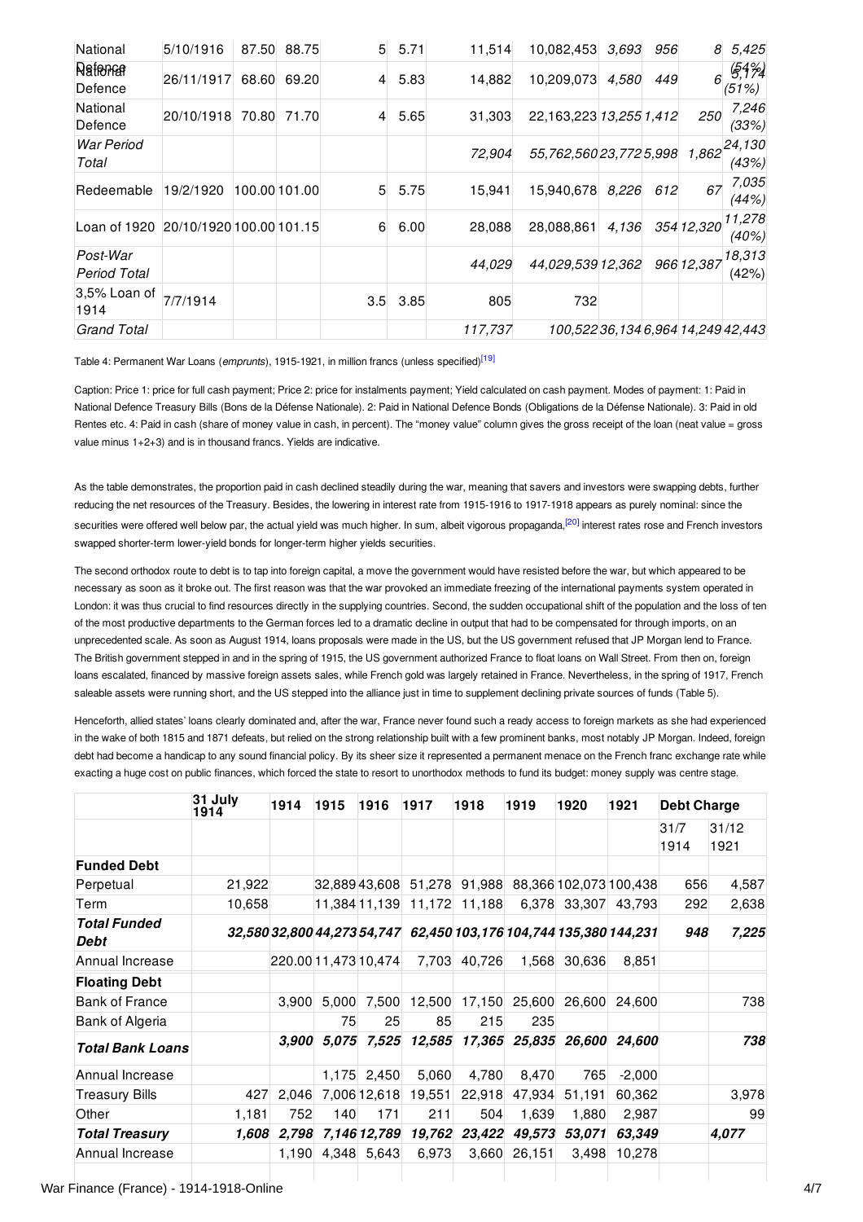| | | | | | | | | | | | |
|---|---|---|---|---|---|---|---|---|---|---|---|
| National Defence | 5/10/1916 | 87.50 | 88.75 | 5 | 5.71 | 11,514 | 10,082,453 | *3,693* | *956* | *8* | *5,425 (54%)* |
| National Defence | 26/11/1917 | 68.60 | 69.20 | 4 | 5.83 | 14,882 | 10,209,073 | *4,580* | *449* | *6* | *5,174 (51%)* |
| National Defence | 20/10/1918 | 70.80 | 71.70 | 4 | 5.65 | 31,303 | 22,163,223 | *13,255* | *1,412* | *250* | *7,246 (33%)* |
| *War Period Total* | | | | | | *72,904* | *55,762,560* | *23,772* | *5,998* | *1,862* | *24,130 (43%)* |
| Redeemable | 19/2/1920 | 100.00 | 101.00 | 5 | 5.75 | 15,941 | 15,940,678 | *8,226* | *612* | *67* | *7,035 (44%)* |
| Loan of 1920 | 20/10/1920 | 100.00 | 101.15 | 6 | 6.00 | 28,088 | 28,088,861 | *4,136* | *354* | *12,320* | *11,278 (40%)* |
| *Post-War Period Total* | | | | | | *44,029* | *44,029,539* | *12,362* | *966* | *12,387* | *18,313* (42%) |
| 3,5% Loan of 1914 | 7/7/1914 | | | 3.5 | 3.85 | 805 | 732 | | | | |
| *Grand Total* | | | | | | *117,737* | *100,522* | *36,134* | *6,964* | *14,249* | *42,443* |

Table 4: Permanent War Loans (*emprunts*), 1915-1921, in million francs (unless specified)[19]

Caption: Price 1: price for full cash payment; Price 2: price for instalments payment; Yield calculated on cash payment. Modes of payment: 1: Paid in National Defence Treasury Bills (Bons de la Défense Nationale). 2: Paid in National Defence Bonds (Obligations de la Défense Nationale). 3: Paid in old Rentes etc. 4: Paid in cash (share of money value in cash, in percent). The "money value" column gives the gross receipt of the loan (neat value = gross value minus 1+2+3) and is in thousand francs. Yields are indicative.

As the table demonstrates, the proportion paid in cash declined steadily during the war, meaning that savers and investors were swapping debts, further reducing the net resources of the Treasury. Besides, the lowering in interest rate from 1915-1916 to 1917-1918 appears as purely nominal: since the securities were offered well below par, the actual yield was much higher. In sum, albeit vigorous propaganda,[20] interest rates rose and French investors swapped shorter-term lower-yield bonds for longer-term higher yields securities.

The second orthodox route to debt is to tap into foreign capital, a move the government would have resisted before the war, but which appeared to be necessary as soon as it broke out. The first reason was that the war provoked an immediate freezing of the international payments system operated in London: it was thus crucial to find resources directly in the supplying countries. Second, the sudden occupational shift of the population and the loss of ten of the most productive departments to the German forces led to a dramatic decline in output that had to be compensated for through imports, on an unprecedented scale. As soon as August 1914, loans proposals were made in the US, but the US government refused that JP Morgan lend to France. The British government stepped in and in the spring of 1915, the US government authorized France to float loans on Wall Street. From then on, foreign loans escalated, financed by massive foreign assets sales, while French gold was largely retained in France. Nevertheless, in the spring of 1917, French saleable assets were running short, and the US stepped into the alliance just in time to supplement declining private sources of funds (Table 5).

Henceforth, allied states' loans clearly dominated and, after the war, France never found such a ready access to foreign markets as she had experienced in the wake of both 1815 and 1871 defeats, but relied on the strong relationship built with a few prominent banks, most notably JP Morgan. Indeed, foreign debt had become a handicap to any sound financial policy. By its sheer size it represented a permanent menace on the French franc exchange rate while exacting a huge cost on public finances, which forced the state to resort to unorthodox methods to fund its budget: money supply was centre stage.

| | 31 July 1914 | 1914 | 1915 | 1916 | 1917 | 1918 | 1919 | 1920 | 1921 | Debt Charge | |
|---|---|---|---|---|---|---|---|---|---|---|---|
| | | | | | | | | | | 31/7 1914 | 31/12 1921 |
| **Funded Debt** | | | | | | | | | | | |
| Perpetual | 21,922 | | 32,889 | 43,608 | 51,278 | 91,988 | 88,366 | 102,073 | 100,438 | 656 | 4,587 |
| Term | 10,658 | | 11,384 | 11,139 | 11,172 | 11,188 | 6,378 | 33,307 | 43,793 | 292 | 2,638 |
| ***Total Funded Debt*** | *32,580* | *32,800* | *44,273* | *54,747* | *62,450* | *103,176* | *104,744* | *135,380* | *144,231* | ***948*** | ***7,225*** |
| Annual Increase | | 220.00 | 11,473 | 10,474 | 7,703 | 40,726 | 1,568 | 30,636 | 8,851 | | |
| **Floating Debt** | | | | | | | | | | | |
| Bank of France | | 3,900 | 5,000 | 7,500 | 12,500 | 17,150 | 25,600 | 26,600 | 24,600 | | 738 |
| Bank of Algeria | | | 75 | 25 | 85 | 215 | 235 | | | | |
| ***Total Bank Loans*** | | ***3,900*** | ***5,075*** | ***7,525*** | ***12,585*** | ***17,365*** | ***25,835*** | ***26,600*** | ***24,600*** | | ***738*** |
| Annual Increase | | | 1,175 | 2,450 | 5,060 | 4,780 | 8,470 | 765 | -2,000 | | |
| Treasury Bills | 427 | 2,046 | 7,006 | 12,618 | 19,551 | 22,918 | 47,934 | 51,191 | 60,362 | | 3,978 |
| Other | 1,181 | 752 | 140 | 171 | 211 | 504 | 1,639 | 1,880 | 2,987 | | 99 |
| ***Total Treasury*** | ***1,608*** | ***2,798*** | ***7,146*** | ***12,789*** | ***19,762*** | ***23,422*** | ***49,573*** | ***53,071*** | ***63,349*** | | ***4,077*** |
| Annual Increase | | 1,190 | 4,348 | 5,643 | 6,973 | 3,660 | 26,151 | 3,498 | 10,278 | | |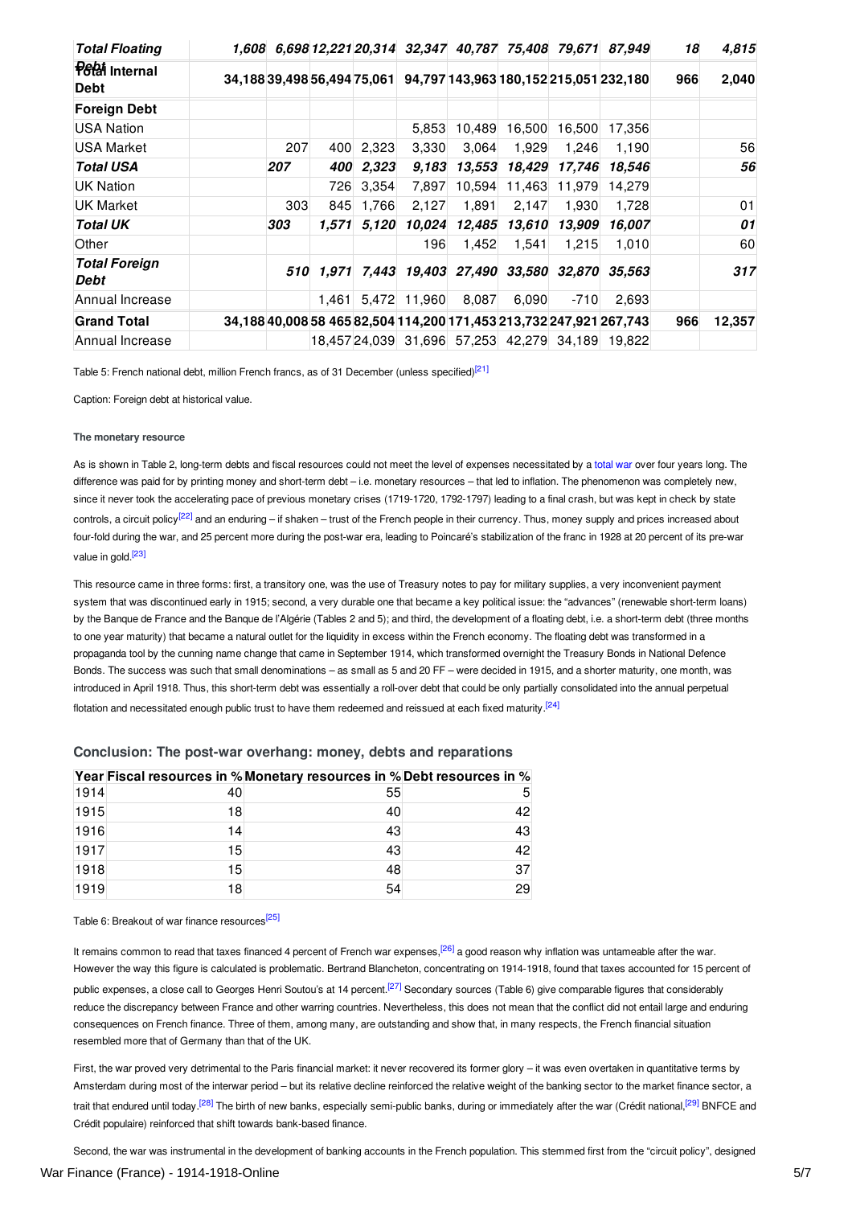| | | | | | | | | | | | |
|---|---|---|---|---|---|---|---|---|---|---|---|
| ***Total Floating Debt*** | ***1,608*** | ***6,698*** | ***12,221*** | ***20,314*** | ***32,347*** | ***40,787*** | ***75,408*** | ***79,671*** | ***87,949*** | ***18*** | ***4,815*** |
| **Total Internal Debt** | **34,188** | **39,498** | **56,494** | **75,061** | **94,797** | **143,963** | **180,152** | **215,051** | **232,180** | **966** | **2,040** |
| **Foreign Debt** | | | | | | | | | | | |
| USA Nation | | | | | 5,853 | 10,489 | 16,500 | 16,500 | 17,356 | | |
| USA Market | | 207 | 400 | 2,323 | 3,330 | 3,064 | 1,929 | 1,246 | 1,190 | | 56 |
| ***Total USA*** | | ***207*** | ***400*** | ***2,323*** | ***9,183*** | ***13,553*** | ***18,429*** | ***17,746*** | ***18,546*** | | ***56*** |
| UK Nation | | | 726 | 3,354 | 7,897 | 10,594 | 11,463 | 11,979 | 14,279 | | |
| UK Market | | 303 | 845 | 1,766 | 2,127 | 1,891 | 2,147 | 1,930 | 1,728 | | 01 |
| ***Total UK*** | | ***303*** | ***1,571*** | ***5,120*** | ***10,024*** | ***12,485*** | ***13,610*** | ***13,909*** | ***16,007*** | | ***01*** |
| Other | | | | | 196 | 1,452 | 1,541 | 1,215 | 1,010 | | 60 |
| ***Total Foreign Debt*** | | ***510*** | ***1,971*** | ***7,443*** | ***19,403*** | ***27,490*** | ***33,580*** | ***32,870*** | ***35,563*** | | ***317*** |
| Annual Increase | | | 1,461 | 5,472 | 11,960 | 8,087 | 6,090 | -710 | 2,693 | | |
| **Grand Total** | **34,188** | **40,008** | **58 465** | **82,504** | **114,200** | **171,453** | **213,732** | **247,921** | **267,743** | **966** | **12,357** |
| Annual Increase | | | 18,457 | 24,039 | 31,696 | 57,253 | 42,279 | 34,189 | 19,822 | | |

Table 5: French national debt, million French francs, as of 31 December (unless specified)[21]

Caption: Foreign debt at historical value.

#### The monetary resource

As is shown in Table 2, long-term debts and fiscal resources could not meet the level of expenses necessitated by a total war over four years long. The difference was paid for by printing money and short-term debt – i.e. monetary resources – that led to inflation. The phenomenon was completely new, since it never took the accelerating pace of previous monetary crises (1719-1720, 1792-1797) leading to a final crash, but was kept in check by state controls, a circuit policy[22] and an enduring – if shaken – trust of the French people in their currency. Thus, money supply and prices increased about four-fold during the war, and 25 percent more during the post-war era, leading to Poincaré's stabilization of the franc in 1928 at 20 percent of its pre-war value in gold.[23]

This resource came in three forms: first, a transitory one, was the use of Treasury notes to pay for military supplies, a very inconvenient payment system that was discontinued early in 1915; second, a very durable one that became a key political issue: the "advances" (renewable short-term loans) by the Banque de France and the Banque de l'Algérie (Tables 2 and 5); and third, the development of a floating debt, i.e. a short-term debt (three months to one year maturity) that became a natural outlet for the liquidity in excess within the French economy. The floating debt was transformed in a propaganda tool by the cunning name change that came in September 1914, which transformed overnight the Treasury Bonds in National Defence Bonds. The success was such that small denominations – as small as 5 and 20 FF – were decided in 1915, and a shorter maturity, one month, was introduced in April 1918. Thus, this short-term debt was essentially a roll-over debt that could be only partially consolidated into the annual perpetual flotation and necessitated enough public trust to have them redeemed and reissued at each fixed maturity.[24]

## Conclusion: The post-war overhang: money, debts and reparations

| Year | Fiscal resources in % | Monetary resources in % | Debt resources in % |
|---|---|---|---|
| 1914 | 40 | 55 | 5 |
| 1915 | 18 | 40 | 42 |
| 1916 | 14 | 43 | 43 |
| 1917 | 15 | 43 | 42 |
| 1918 | 15 | 48 | 37 |
| 1919 | 18 | 54 | 29 |

Table 6: Breakout of war finance resources[25]

It remains common to read that taxes financed 4 percent of French war expenses,[26] a good reason why inflation was untameable after the war. However the way this figure is calculated is problematic. Bertrand Blancheton, concentrating on 1914-1918, found that taxes accounted for 15 percent of public expenses, a close call to Georges Henri Soutou's at 14 percent.[27] Secondary sources (Table 6) give comparable figures that considerably reduce the discrepancy between France and other warring countries. Nevertheless, this does not mean that the conflict did not entail large and enduring consequences on French finance. Three of them, among many, are outstanding and show that, in many respects, the French financial situation resembled more that of Germany than that of the UK.

First, the war proved very detrimental to the Paris financial market: it never recovered its former glory – it was even overtaken in quantitative terms by Amsterdam during most of the interwar period – but its relative decline reinforced the relative weight of the banking sector to the market finance sector, a trait that endured until today.[28] The birth of new banks, especially semi-public banks, during or immediately after the war (Crédit national,[29] BNFCE and Crédit populaire) reinforced that shift towards bank-based finance.

Second, the war was instrumental in the development of banking accounts in the French population. This stemmed first from the "circuit policy", designed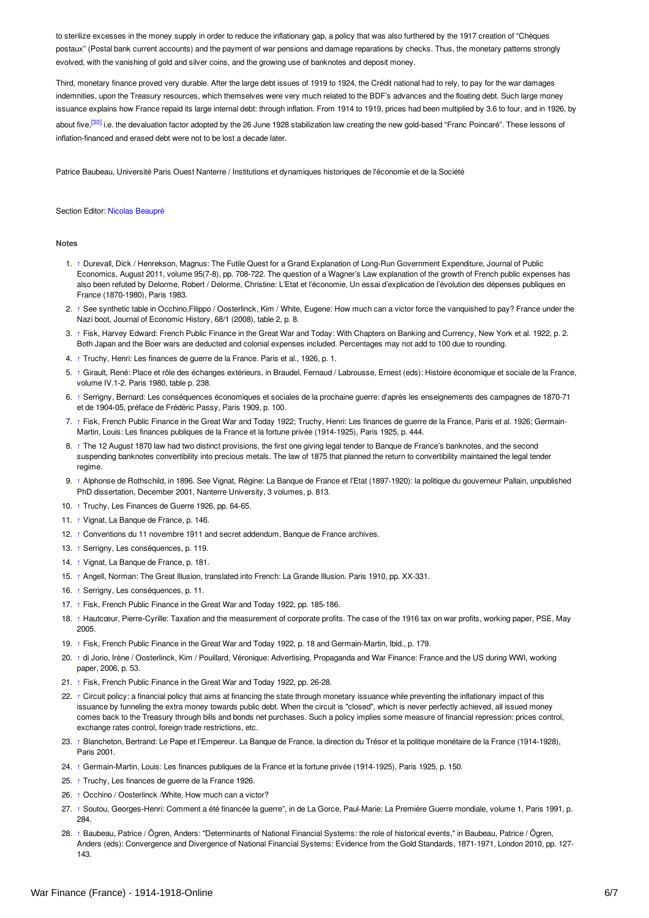to sterilize excesses in the money supply in order to reduce the inflationary gap, a policy that was also furthered by the 1917 creation of "Chèques postaux" (Postal bank current accounts) and the payment of war pensions and damage reparations by checks. Thus, the monetary patterns strongly evolved, with the vanishing of gold and silver coins, and the growing use of banknotes and deposit money.

Third, monetary finance proved very durable. After the large debt issues of 1919 to 1924, the Crédit national had to rely, to pay for the war damages indemnities, upon the Treasury resources, which themselves were very much related to the BDF's advances and the floating debt. Such large money issuance explains how France repaid its large internal debt: through inflation. From 1914 to 1919, prices had been multiplied by 3.6 to four, and in 1926, by about five,[30] i.e. the devaluation factor adopted by the 26 June 1928 stabilization law creating the new gold-based "Franc Poincaré". These lessons of inflation-financed and erased debt were not to be lost a decade later.

Patrice Baubeau, Université Paris Ouest Nanterre / Institutions et dynamiques historiques de l'économie et de la Société

Section Editor: Nicolas Beaupré

**Notes**

1. ↑ Durevall, Dick / Henrekson, Magnus: The Futile Quest for a Grand Explanation of Long-Run Government Expenditure, Journal of Public Economics, August 2011, volume 95(7-8), pp. 708-722. The question of a Wagner's Law explanation of the growth of French public expenses has also been refuted by Delorme, Robert / Delorme, Christine: L'Etat et l'économie, Un essai d'explication de l'évolution des dépenses publiques en France (1870-1980), Paris 1983.
2. ↑ See synthetic table in Occhino,Filippo / Oosterlinck, Kim / White, Eugene: How much can a victor force the vanquished to pay? France under the Nazi boot, Journal of Economic History, 68/1 (2008), table 2, p. 8.
3. ↑ Fisk, Harvey Edward: French Public Finance in the Great War and Today: With Chapters on Banking and Currency, New York et al. 1922, p. 2. Both Japan and the Boer wars are deducted and colonial expenses included. Percentages may not add to 100 due to rounding.
4. ↑ Truchy, Henri: Les finances de guerre de la France. Paris et al., 1926, p. 1.
5. ↑ Girault, René: Place et rôle des échanges extérieurs, in Braudel, Fernaud / Labrousse, Ernest (eds): Histoire économique et sociale de la France, volume IV.1-2. Paris 1980, table p. 238.
6. ↑ Serrigny, Bernard: Les conséquences économiques et sociales de la prochaine guerre: d'après les enseignements des campagnes de 1870-71 et de 1904-05, préface de Frédéric Passy, Paris 1909, p. 100.
7. ↑ Fisk, French Public Finance in the Great War and Today 1922; Truchy, Henri: Les finances de guerre de la France, Paris et al. 1926; Germain-Martin, Louis: Les finances publiques de la France et la fortune privée (1914-1925), Paris 1925, p. 444.
8. ↑ The 12 August 1870 law had two distinct provisions, the first one giving legal tender to Banque de France's banknotes, and the second suspending banknotes convertibility into precious metals. The law of 1875 that planned the return to convertibility maintained the legal tender regime.
9. ↑ Alphonse de Rothschild, in 1896. See Vignat, Régine: La Banque de France et l'Etat (1897-1920): la politique du gouverneur Pallain, unpublished PhD dissertation, December 2001, Nanterre University, 3 volumes, p. 813.
10. ↑ Truchy, Les Finances de Guerre 1926, pp. 64-65.
11. ↑ Vignat, La Banque de France, p. 146.
12. ↑ Conventions du 11 novembre 1911 and secret addendum, Banque de France archives.
13. ↑ Serrigny, Les conséquences, p. 119.
14. ↑ Vignat, La Banque de France, p. 181.
15. ↑ Angell, Norman: The Great Illusion, translated into French: La Grande Illusion. Paris 1910, pp. XX-331.
16. ↑ Serrigny, Les conséquences, p. 11.
17. ↑ Fisk, French Public Finance in the Great War and Today 1922, pp. 185-186.
18. ↑ Hautcœur, Pierre-Cyrille: Taxation and the measurement of corporate profits. The case of the 1916 tax on war profits, working paper, PSE, May 2005.
19. ↑ Fisk, French Public Finance in the Great War and Today 1922, p. 18 and Germain-Martin, Ibid., p. 179.
20. ↑ di Jorio, Irène / Oosterlinck, Kim / Pouillard, Véronique: Advertising, Propaganda and War Finance: France and the US during WWI, working paper, 2006, p. 53.
21. ↑ Fisk, French Public Finance in the Great War and Today 1922, pp. 26-28.
22. ↑ Circuit policy: a financial policy that aims at financing the state through monetary issuance while preventing the inflationary impact of this issuance by funneling the extra money towards public debt. When the circuit is "closed", which is never perfectly achieved, all issued money comes back to the Treasury through bills and bonds net purchases. Such a policy implies some measure of financial repression: prices control, exchange rates control, foreign trade restrictions, etc.
23. ↑ Blancheton, Bertrand: Le Pape et l'Empereur. La Banque de France, la direction du Trésor et la politique monétaire de la France (1914-1928), Paris 2001.
24. ↑ Germain-Martin, Louis: Les finances publiques de la France et la fortune privée (1914-1925), Paris 1925, p. 150.
25. ↑ Truchy, Les finances de guerre de la France 1926.
26. ↑ Occhino / Oosterlinck /White, How much can a victor?
27. ↑ Soutou, Georges-Henri: Comment a été financée la guerre", in de La Gorce, Paul-Marie: La Première Guerre mondiale, volume 1, Paris 1991, p. 284.
28. ↑ Baubeau, Patrice / Ögren, Anders: "Determinants of National Financial Systems: the role of historical events," in Baubeau, Patrice / Ögren, Anders (eds): Convergence and Divergence of National Financial Systems: Evidence from the Gold Standards, 1871-1971, London 2010, pp. 127-143.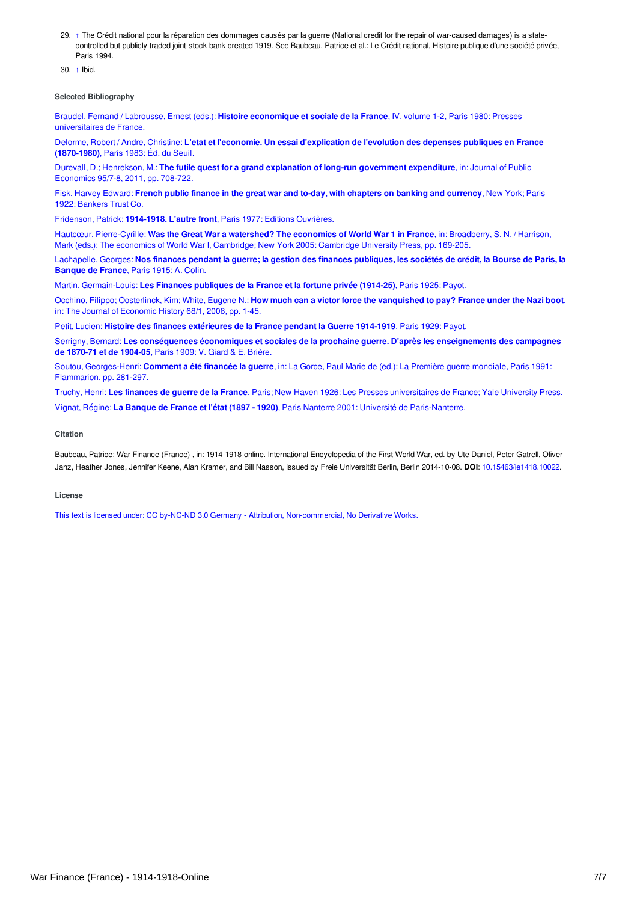29. ↑ The Crédit national pour la réparation des dommages causés par la guerre (National credit for the repair of war-caused damages) is a state-controlled but publicly traded joint-stock bank created 1919. See Baubeau, Patrice et al.: Le Crédit national, Histoire publique d'une société privée, Paris 1994.
30. ↑ Ibid.

### Selected Bibliography

Braudel, Fernand / Labrousse, Ernest (eds.): **Histoire economique et sociale de la France**, IV, volume 1-2, Paris 1980: Presses universitaires de France.

Delorme, Robert / Andre, Christine: **L'etat et l'economie. Un essai d'explication de l'evolution des depenses publiques en France (1870-1980)**, Paris 1983: Éd. du Seuil.

Durevall, D.; Henrekson, M.: **The futile quest for a grand explanation of long-run government expenditure**, in: Journal of Public Economics 95/7-8, 2011, pp. 708-722.

Fisk, Harvey Edward: **French public finance in the great war and to-day, with chapters on banking and currency**, New York; Paris 1922: Bankers Trust Co.

Fridenson, Patrick: **1914-1918. L'autre front**, Paris 1977: Editions Ouvrières.

Hautcœur, Pierre-Cyrille: **Was the Great War a watershed? The economics of World War 1 in France**, in: Broadberry, S. N. / Harrison, Mark (eds.): The economics of World War I, Cambridge; New York 2005: Cambridge University Press, pp. 169-205.

Lachapelle, Georges: **Nos finances pendant la guerre; la gestion des finances publiques, les sociétés de crédit, la Bourse de Paris, la Banque de France**, Paris 1915: A. Colin.

Martin, Germain-Louis: **Les Finances publiques de la France et la fortune privée (1914-25)**, Paris 1925: Payot.

Occhino, Filippo; Oosterlinck, Kim; White, Eugene N.: **How much can a victor force the vanquished to pay? France under the Nazi boot**, in: The Journal of Economic History 68/1, 2008, pp. 1-45.

Petit, Lucien: **Histoire des finances extérieures de la France pendant la Guerre 1914-1919**, Paris 1929: Payot.

Serrigny, Bernard: **Les conséquences économiques et sociales de la prochaine guerre. D'après les enseignements des campagnes de 1870-71 et de 1904-05**, Paris 1909: V. Giard & E. Brière.

Soutou, Georges-Henri: **Comment a été financée la guerre**, in: La Gorce, Paul Marie de (ed.): La Première guerre mondiale, Paris 1991: Flammarion, pp. 281-297.

Truchy, Henri: **Les finances de guerre de la France**, Paris; New Haven 1926: Les Presses universitaires de France; Yale University Press.

Vignat, Régine: **La Banque de France et l'état (1897 - 1920)**, Paris Nanterre 2001: Université de Paris-Nanterre.

### Citation

Baubeau, Patrice: War Finance (France) , in: 1914-1918-online. International Encyclopedia of the First World War, ed. by Ute Daniel, Peter Gatrell, Oliver Janz, Heather Jones, Jennifer Keene, Alan Kramer, and Bill Nasson, issued by Freie Universität Berlin, Berlin 2014-10-08. **DOI**: 10.15463/ie1418.10022.

### License

This text is licensed under: CC by-NC-ND 3.0 Germany - Attribution, Non-commercial, No Derivative Works.